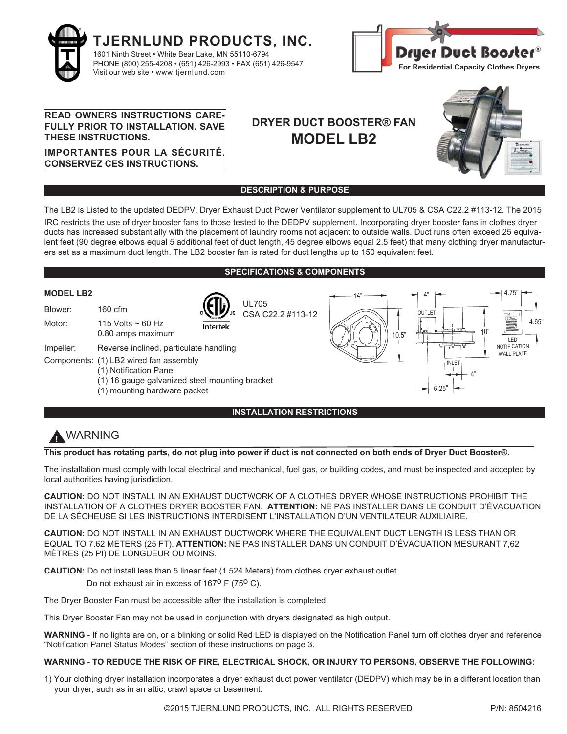# TJERNLUND PRODUCTS, INC.

1601 Ninth Street • White Bear Lake, MN 55110-6794
PHONE (800) 255-4208 • (651) 426-2993 • FAX (651) 426-9547
Visit our web site • www.tjernlund.com

Dryer Duct Booster®
For Residential Capacity Clothes Dryers

**READ OWNERS INSTRUCTIONS CAREFULLY PRIOR TO INSTALLATION. SAVE THESE INSTRUCTIONS.**

**IMPORTANTES POUR LA SÉCURITÉ. CONSERVEZ CES INSTRUCTIONS.**

## DRYER DUCT BOOSTER® FAN
## MODEL LB2

## DESCRIPTION & PURPOSE

The LB2 is Listed to the updated DEDPV, Dryer Exhaust Duct Power Ventilator supplement to UL705 & CSA C22.2 #113-12. The 2015 IRC restricts the use of dryer booster fans to those tested to the DEDPV supplement. Incorporating dryer booster fans in clothes dryer ducts has increased substantially with the placement of laundry rooms not adjacent to outside walls. Duct runs often exceed 25 equivalent feet (90 degree elbows equal 5 additional feet of duct length, 45 degree elbows equal 2.5 feet) that many clothing dryer manufacturers set as a maximum duct length. The LB2 booster fan is rated for duct lengths up to 150 equivalent feet.

## SPECIFICATIONS & COMPONENTS

**MODEL LB2**

Blower: 160 cfm

Motor: 115 Volts ~ 60 Hz
0.80 amps maximum

Impeller: Reverse inclined, particulate handling

Components:
- (1) LB2 wired fan assembly
- (1) Notification Panel
- (1) 16 gauge galvanized steel mounting bracket
- (1) mounting hardware packet

UL705
CSA C22.2 #113-12

Dimensions: 14", 10.5", 4" OUTLET, 10", INLET 4", 6.25"; LED NOTIFICATION WALL PLATE 4.75" × 4.65"

## INSTALLATION RESTRICTIONS

### WARNING

**This product has rotating parts, do not plug into power if duct is not connected on both ends of Dryer Duct Booster®.**

The installation must comply with local electrical and mechanical, fuel gas, or building codes, and must be inspected and accepted by local authorities having jurisdiction.

**CAUTION:** DO NOT INSTALL IN AN EXHAUST DUCTWORK OF A CLOTHES DRYER WHOSE INSTRUCTIONS PROHIBIT THE INSTALLATION OF A CLOTHES DRYER BOOSTER FAN. **ATTENTION:** NE PAS INSTALLER DANS LE CONDUIT D'ÉVACUATION DE LA SÉCHEUSE SI LES INSTRUCTIONS INTERDISENT L'INSTALLATION D'UN VENTILATEUR AUXILIAIRE.

**CAUTION:** DO NOT INSTALL IN AN EXHAUST DUCTWORK WHERE THE EQUIVALENT DUCT LENGTH IS LESS THAN OR EQUAL TO 7.62 METERS (25 FT). **ATTENTION:** NE PAS INSTALLER DANS UN CONDUIT D'ÉVACUATION MESURANT 7,62 MÈTRES (25 PI) DE LONGUEUR OU MOINS.

**CAUTION:** Do not install less than 5 linear feet (1.524 Meters) from clothes dryer exhaust outlet.
Do not exhaust air in excess of 167$^{o}$ F (75$^{o}$ C).

The Dryer Booster Fan must be accessible after the installation is completed.

This Dryer Booster Fan may not be used in conjunction with dryers designated as high output.

**WARNING** - If no lights are on, or a blinking or solid Red LED is displayed on the Notification Panel turn off clothes dryer and reference "Notification Panel Status Modes" section of these instructions on page 3.

**WARNING - TO REDUCE THE RISK OF FIRE, ELECTRICAL SHOCK, OR INJURY TO PERSONS, OBSERVE THE FOLLOWING:**

1) Your clothing dryer installation incorporates a dryer exhaust duct power ventilator (DEDPV) which may be in a different location than your dryer, such as in an attic, crawl space or basement.

©2015 TJERNLUND PRODUCTS, INC. ALL RIGHTS RESERVED P/N: 8504216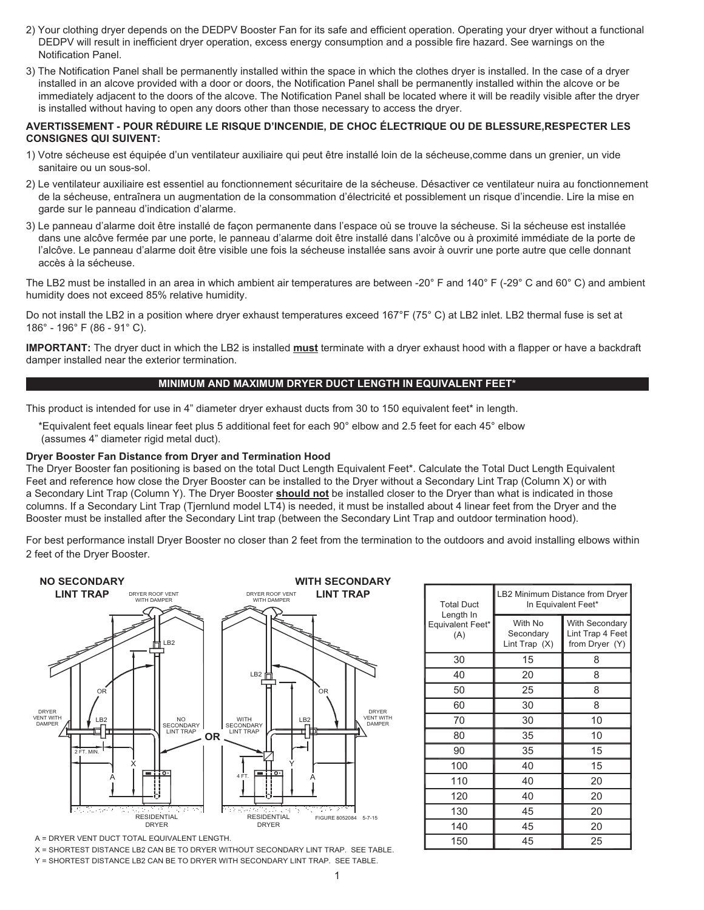2) Your clothing dryer depends on the DEDPV Booster Fan for its safe and efficient operation. Operating your dryer without a functional DEDPV will result in inefficient dryer operation, excess energy consumption and a possible fire hazard. See warnings on the Notification Panel.

3) The Notification Panel shall be permanently installed within the space in which the clothes dryer is installed. In the case of a dryer installed in an alcove provided with a door or doors, the Notification Panel shall be permanently installed within the alcove or be immediately adjacent to the doors of the alcove. The Notification Panel shall be located where it will be readily visible after the dryer is installed without having to open any doors other than those necessary to access the dryer.

**AVERTISSEMENT - POUR RÉDUIRE LE RISQUE D'INCENDIE, DE CHOC ÉLECTRIQUE OU DE BLESSURE,RESPECTER LES CONSIGNES QUI SUIVENT:**

1) Votre sécheuse est équipée d'un ventilateur auxiliaire qui peut être installé loin de la sécheuse,comme dans un grenier, un vide sanitaire ou un sous-sol.

2) Le ventilateur auxiliaire est essentiel au fonctionnement sécuritaire de la sécheuse. Désactiver ce ventilateur nuira au fonctionnement de la sécheuse, entraînera un augmentation de la consommation d'électricité et possiblement un risque d'incendie. Lire la mise en garde sur le panneau d'indication d'alarme.

3) Le panneau d'alarme doit être installé de façon permanente dans l'espace où se trouve la sécheuse. Si la sécheuse est installée dans une alcôve fermée par une porte, le panneau d'alarme doit être installé dans l'alcôve ou à proximité immédiate de la porte de l'alcôve. Le panneau d'alarme doit être visible une fois la sécheuse installée sans avoir à ouvrir une porte autre que celle donnant accès à la sécheuse.

The LB2 must be installed in an area in which ambient air temperatures are between -20° F and 140° F (-29° C and 60° C) and ambient humidity does not exceed 85% relative humidity.

Do not install the LB2 in a position where dryer exhaust temperatures exceed 167°F (75° C) at LB2 inlet. LB2 thermal fuse is set at 186° - 196° F (86 - 91° C).

**IMPORTANT:** The dryer duct in which the LB2 is installed **must** terminate with a dryer exhaust hood with a flapper or have a backdraft damper installed near the exterior termination.

## MINIMUM AND MAXIMUM DRYER DUCT LENGTH IN EQUIVALENT FEET*

This product is intended for use in 4" diameter dryer exhaust ducts from 30 to 150 equivalent feet* in length.

*Equivalent feet equals linear feet plus 5 additional feet for each 90° elbow and 2.5 feet for each 45° elbow (assumes 4" diameter rigid metal duct).

**Dryer Booster Fan Distance from Dryer and Termination Hood**

The Dryer Booster fan positioning is based on the total Duct Length Equivalent Feet*. Calculate the Total Duct Length Equivalent Feet and reference how close the Dryer Booster can be installed to the Dryer without a Secondary Lint Trap (Column X) or with a Secondary Lint Trap (Column Y). The Dryer Booster **should not** be installed closer to the Dryer than what is indicated in those columns. If a Secondary Lint Trap (Tjernlund model LT4) is needed, it must be installed about 4 linear feet from the Dryer and the Booster must be installed after the Secondary Lint trap (between the Secondary Lint Trap and outdoor termination hood).

For best performance install Dryer Booster no closer than 2 feet from the termination to the outdoors and avoid installing elbows within 2 feet of the Dryer Booster.

NO SECONDARY LINT TRAP — WITH SECONDARY LINT TRAP

FIGURE 8052084 5-7-15

A = DRYER VENT DUCT TOTAL EQUIVALENT LENGTH.
X = SHORTEST DISTANCE LB2 CAN BE TO DRYER WITHOUT SECONDARY LINT TRAP. SEE TABLE.
Y = SHORTEST DISTANCE LB2 CAN BE TO DRYER WITH SECONDARY LINT TRAP. SEE TABLE.

| Total Duct Length In Equivalent Feet* (A) | LB2 Minimum Distance from Dryer In Equivalent Feet* | |
|---|---|---|
| | With No Secondary Lint Trap (X) | With Secondary Lint Trap 4 Feet from Dryer (Y) |
| 30 | 15 | 8 |
| 40 | 20 | 8 |
| 50 | 25 | 8 |
| 60 | 30 | 8 |
| 70 | 30 | 10 |
| 80 | 35 | 10 |
| 90 | 35 | 15 |
| 100 | 40 | 15 |
| 110 | 40 | 20 |
| 120 | 40 | 20 |
| 130 | 45 | 20 |
| 140 | 45 | 20 |
| 150 | 45 | 25 |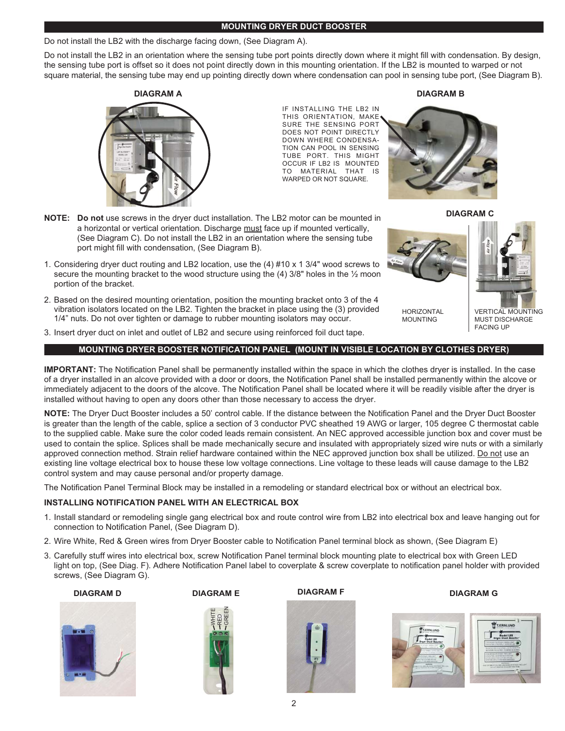## MOUNTING DRYER DUCT BOOSTER

Do not install the LB2 with the discharge facing down, (See Diagram A).

Do not install the LB2 in an orientation where the sensing tube port points directly down where it might fill with condensation. By design, the sensing tube port is offset so it does not point directly down in this mounting orientation. If the LB2 is mounted to warped or not square material, the sensing tube may end up pointing directly down where condensation can pool in sensing tube port, (See Diagram B).

**DIAGRAM A**

**DIAGRAM B**

IF INSTALLING THE LB2 IN THIS ORIENTATION, MAKE SURE THE SENSING PORT DOES NOT POINT DIRECTLY DOWN WHERE CONDENSATION CAN POOL IN SENSING TUBE PORT. THIS MIGHT OCCUR IF LB2 IS MOUNTED TO MATERIAL THAT IS WARPED OR NOT SQUARE.

**NOTE:** **Do not** use screws in the dryer duct installation. The LB2 motor can be mounted in a horizontal or vertical orientation. Discharge must face up if mounted vertically, (See Diagram C). Do not install the LB2 in an orientation where the sensing tube port might fill with condensation, (See Diagram B).

1. Considering dryer duct routing and LB2 location, use the (4) #10 x 1 3/4" wood screws to secure the mounting bracket to the wood structure using the (4) 3/8" holes in the ½ moon portion of the bracket.
2. Based on the desired mounting orientation, position the mounting bracket onto 3 of the 4 vibration isolators located on the LB2. Tighten the bracket in place using the (3) provided 1/4" nuts. Do not over tighten or damage to rubber mounting isolators may occur.
3. Insert dryer duct on inlet and outlet of LB2 and secure using reinforced foil duct tape.

**DIAGRAM C**

HORIZONTAL MOUNTING

VERTICAL MOUNTING MUST DISCHARGE FACING UP

## MOUNTING DRYER BOOSTER NOTIFICATION PANEL (MOUNT IN VISIBLE LOCATION BY CLOTHES DRYER)

**IMPORTANT:** The Notification Panel shall be permanently installed within the space in which the clothes dryer is installed. In the case of a dryer installed in an alcove provided with a door or doors, the Notification Panel shall be installed permanently within the alcove or immediately adjacent to the doors of the alcove. The Notification Panel shall be located where it will be readily visible after the dryer is installed without having to open any doors other than those necessary to access the dryer.

**NOTE:** The Dryer Duct Booster includes a 50' control cable. If the distance between the Notification Panel and the Dryer Duct Booster is greater than the length of the cable, splice a section of 3 conductor PVC sheathed 19 AWG or larger, 105 degree C thermostat cable to the supplied cable. Make sure the color coded leads remain consistent. An NEC approved accessible junction box and cover must be used to contain the splice. Splices shall be made mechanically secure and insulated with appropriately sized wire nuts or with a similarly approved connection method. Strain relief hardware contained within the NEC approved junction box shall be utilized. Do not use an existing line voltage electrical box to house these low voltage connections. Line voltage to these leads will cause damage to the LB2 control system and may cause personal and/or property damage.

The Notification Panel Terminal Block may be installed in a remodeling or standard electrical box or without an electrical box.

### INSTALLING NOTIFICATION PANEL WITH AN ELECTRICAL BOX

1. Install standard or remodeling single gang electrical box and route control wire from LB2 into electrical box and leave hanging out for connection to Notification Panel, (See Diagram D).
2. Wire White, Red & Green wires from Dryer Booster cable to Notification Panel terminal block as shown, (See Diagram E)
3. Carefully stuff wires into electrical box, screw Notification Panel terminal block mounting plate to electrical box with Green LED light on top, (See Diag. F). Adhere Notification Panel label to coverplate & screw coverplate to notification panel holder with provided screws, (See Diagram G).

**DIAGRAM D**

**DIAGRAM E**

WHITE RED GREEN

**DIAGRAM F**

**DIAGRAM G**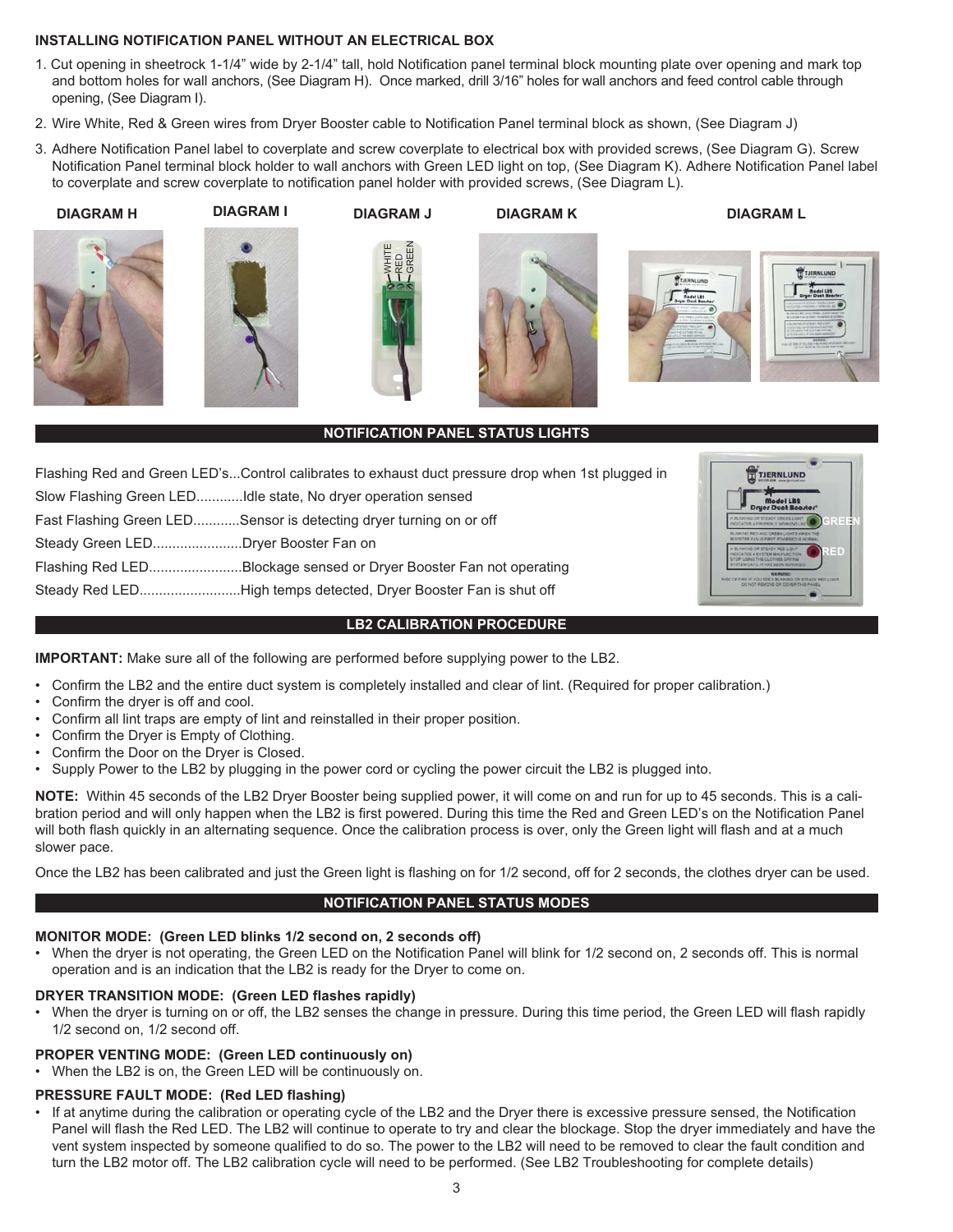**INSTALLING NOTIFICATION PANEL WITHOUT AN ELECTRICAL BOX**

1. Cut opening in sheetrock 1-1/4" wide by 2-1/4" tall, hold Notification panel terminal block mounting plate over opening and mark top and bottom holes for wall anchors, (See Diagram H). Once marked, drill 3/16" holes for wall anchors and feed control cable through opening, (See Diagram I).
2. Wire White, Red & Green wires from Dryer Booster cable to Notification Panel terminal block as shown, (See Diagram J)
3. Adhere Notification Panel label to coverplate and screw coverplate to electrical box with provided screws, (See Diagram G). Screw Notification Panel terminal block holder to wall anchors with Green LED light on top, (See Diagram K). Adhere Notification Panel label to coverplate and screw coverplate to notification panel holder with provided screws, (See Diagram L).

**DIAGRAM H** **DIAGRAM I** **DIAGRAM J** **DIAGRAM K** **DIAGRAM L**

WHITE
RED
GREEN

## NOTIFICATION PANEL STATUS LIGHTS

Flashing Red and Green LED's...Control calibrates to exhaust duct pressure drop when 1st plugged in
Slow Flashing Green LED............Idle state, No dryer operation sensed
Fast Flashing Green LED............Sensor is detecting dryer turning on or off
Steady Green LED.......................Dryer Booster Fan on
Flashing Red LED........................Blockage sensed or Dryer Booster Fan not operating
Steady Red LED..........................High temps detected, Dryer Booster Fan is shut off

GREEN
RED

## LB2 CALIBRATION PROCEDURE

**IMPORTANT:** Make sure all of the following are performed before supplying power to the LB2.

- Confirm the LB2 and the entire duct system is completely installed and clear of lint. (Required for proper calibration.)
- Confirm the dryer is off and cool.
- Confirm all lint traps are empty of lint and reinstalled in their proper position.
- Confirm the Dryer is Empty of Clothing.
- Confirm the Door on the Dryer is Closed.
- Supply Power to the LB2 by plugging in the power cord or cycling the power circuit the LB2 is plugged into.

**NOTE:** Within 45 seconds of the LB2 Dryer Booster being supplied power, it will come on and run for up to 45 seconds. This is a calibration period and will only happen when the LB2 is first powered. During this time the Red and Green LED's on the Notification Panel will both flash quickly in an alternating sequence. Once the calibration process is over, only the Green light will flash and at a much slower pace.

Once the LB2 has been calibrated and just the Green light is flashing on for 1/2 second, off for 2 seconds, the clothes dryer can be used.

## NOTIFICATION PANEL STATUS MODES

**MONITOR MODE: (Green LED blinks 1/2 second on, 2 seconds off)**

- When the dryer is not operating, the Green LED on the Notification Panel will blink for 1/2 second on, 2 seconds off. This is normal operation and is an indication that the LB2 is ready for the Dryer to come on.

**DRYER TRANSITION MODE: (Green LED flashes rapidly)**

- When the dryer is turning on or off, the LB2 senses the change in pressure. During this time period, the Green LED will flash rapidly 1/2 second on, 1/2 second off.

**PROPER VENTING MODE: (Green LED continuously on)**

- When the LB2 is on, the Green LED will be continuously on.

**PRESSURE FAULT MODE: (Red LED flashing)**

- If at anytime during the calibration or operating cycle of the LB2 and the Dryer there is excessive pressure sensed, the Notification Panel will flash the Red LED. The LB2 will continue to operate to try and clear the blockage. Stop the dryer immediately and have the vent system inspected by someone qualified to do so. The power to the LB2 will need to be removed to clear the fault condition and turn the LB2 motor off. The LB2 calibration cycle will need to be performed. (See LB2 Troubleshooting for complete details)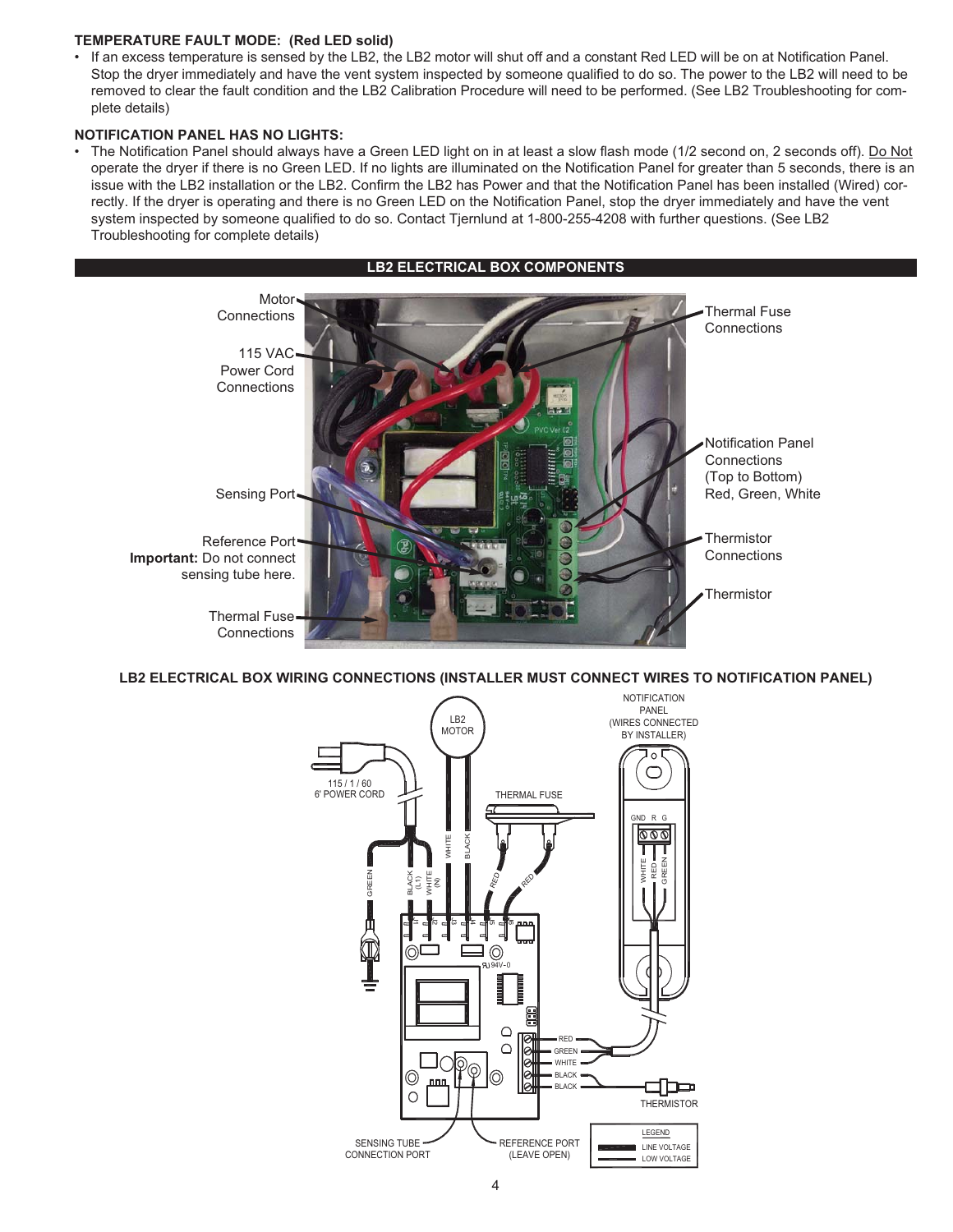**TEMPERATURE FAULT MODE: (Red LED solid)**

- If an excess temperature is sensed by the LB2, the LB2 motor will shut off and a constant Red LED will be on at Notification Panel. Stop the dryer immediately and have the vent system inspected by someone qualified to do so. The power to the LB2 will need to be removed to clear the fault condition and the LB2 Calibration Procedure will need to be performed. (See LB2 Troubleshooting for complete details)

**NOTIFICATION PANEL HAS NO LIGHTS:**

- The Notification Panel should always have a Green LED light on in at least a slow flash mode (1/2 second on, 2 seconds off). Do Not operate the dryer if there is no Green LED. If no lights are illuminated on the Notification Panel for greater than 5 seconds, there is an issue with the LB2 installation or the LB2. Confirm the LB2 has Power and that the Notification Panel has been installed (Wired) correctly. If the dryer is operating and there is no Green LED on the Notification Panel, stop the dryer immediately and have the vent system inspected by someone qualified to do so. Contact Tjernlund at 1-800-255-4208 with further questions. (See LB2 Troubleshooting for complete details)

## LB2 ELECTRICAL BOX COMPONENTS

Motor Connections

115 VAC Power Cord Connections

Sensing Port

Reference Port **Important:** Do not connect sensing tube here.

Thermal Fuse Connections

Thermal Fuse Connections

Notification Panel Connections (Top to Bottom) Red, Green, White

Thermistor Connections

Thermistor

## LB2 ELECTRICAL BOX WIRING CONNECTIONS (INSTALLER MUST CONNECT WIRES TO NOTIFICATION PANEL)

LB2 MOTOR

NOTIFICATION PANEL (WIRES CONNECTED BY INSTALLER)

115 / 1 / 60 6' POWER CORD

THERMAL FUSE

GND R G

WHITE RED GREEN

GREEN BLACK (L1) WHITE (N) WHITE BLACK RED RED

RED GREEN WHITE BLACK BLACK

THERMISTOR

SENSING TUBE CONNECTION PORT

REFERENCE PORT (LEAVE OPEN)

LEGEND
LINE VOLTAGE
LOW VOLTAGE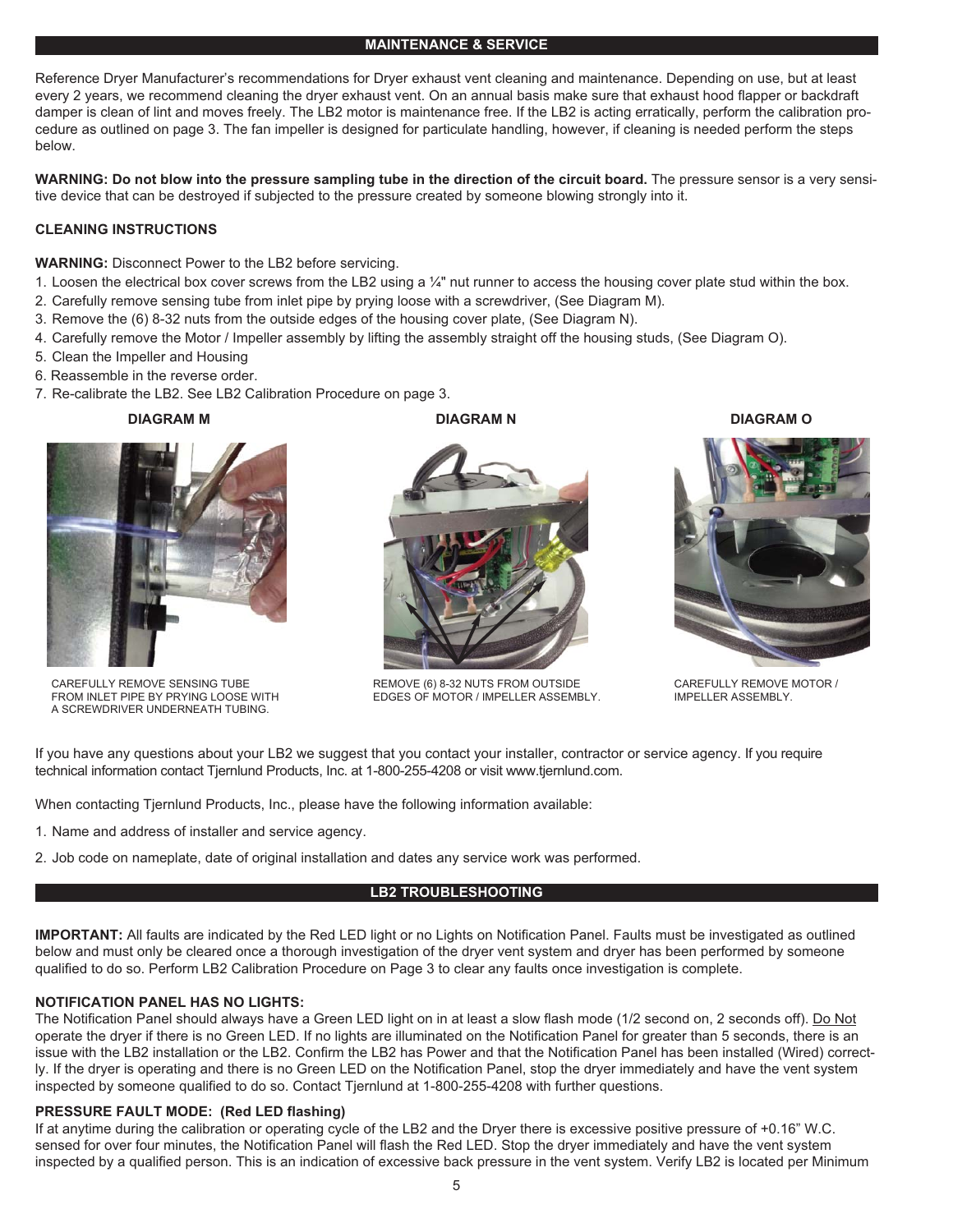## MAINTENANCE & SERVICE

Reference Dryer Manufacturer's recommendations for Dryer exhaust vent cleaning and maintenance. Depending on use, but at least every 2 years, we recommend cleaning the dryer exhaust vent. On an annual basis make sure that exhaust hood flapper or backdraft damper is clean of lint and moves freely. The LB2 motor is maintenance free. If the LB2 is acting erratically, perform the calibration procedure as outlined on page 3. The fan impeller is designed for particulate handling, however, if cleaning is needed perform the steps below.

**WARNING: Do not blow into the pressure sampling tube in the direction of the circuit board.** The pressure sensor is a very sensitive device that can be destroyed if subjected to the pressure created by someone blowing strongly into it.

### CLEANING INSTRUCTIONS

**WARNING:** Disconnect Power to the LB2 before servicing.

1. Loosen the electrical box cover screws from the LB2 using a ¼" nut runner to access the housing cover plate stud within the box.
2. Carefully remove sensing tube from inlet pipe by prying loose with a screwdriver, (See Diagram M).
3. Remove the (6) 8-32 nuts from the outside edges of the housing cover plate, (See Diagram N).
4. Carefully remove the Motor / Impeller assembly by lifting the assembly straight off the housing studs, (See Diagram O).
5. Clean the Impeller and Housing
6. Reassemble in the reverse order.
7. Re-calibrate the LB2. See LB2 Calibration Procedure on page 3.

**DIAGRAM M**

CAREFULLY REMOVE SENSING TUBE FROM INLET PIPE BY PRYING LOOSE WITH A SCREWDRIVER UNDERNEATH TUBING.

**DIAGRAM N**

REMOVE (6) 8-32 NUTS FROM OUTSIDE EDGES OF MOTOR / IMPELLER ASSEMBLY.

**DIAGRAM O**

CAREFULLY REMOVE MOTOR / IMPELLER ASSEMBLY.

If you have any questions about your LB2 we suggest that you contact your installer, contractor or service agency. If you require technical information contact Tjernlund Products, Inc. at 1-800-255-4208 or visit www.tjernlund.com.

When contacting Tjernlund Products, Inc., please have the following information available:

1. Name and address of installer and service agency.
2. Job code on nameplate, date of original installation and dates any service work was performed.

## LB2 TROUBLESHOOTING

**IMPORTANT:** All faults are indicated by the Red LED light or no Lights on Notification Panel. Faults must be investigated as outlined below and must only be cleared once a thorough investigation of the dryer vent system and dryer has been performed by someone qualified to do so. Perform LB2 Calibration Procedure on Page 3 to clear any faults once investigation is complete.

**NOTIFICATION PANEL HAS NO LIGHTS:**
The Notification Panel should always have a Green LED light on in at least a slow flash mode (1/2 second on, 2 seconds off). Do Not operate the dryer if there is no Green LED. If no lights are illuminated on the Notification Panel for greater than 5 seconds, there is an issue with the LB2 installation or the LB2. Confirm the LB2 has Power and that the Notification Panel has been installed (Wired) correctly. If the dryer is operating and there is no Green LED on the Notification Panel, stop the dryer immediately and have the vent system inspected by someone qualified to do so. Contact Tjernlund at 1-800-255-4208 with further questions.

**PRESSURE FAULT MODE: (Red LED flashing)**
If at anytime during the calibration or operating cycle of the LB2 and the Dryer there is excessive positive pressure of +0.16" W.C. sensed for over four minutes, the Notification Panel will flash the Red LED. Stop the dryer immediately and have the vent system inspected by a qualified person. This is an indication of excessive back pressure in the vent system. Verify LB2 is located per Minimum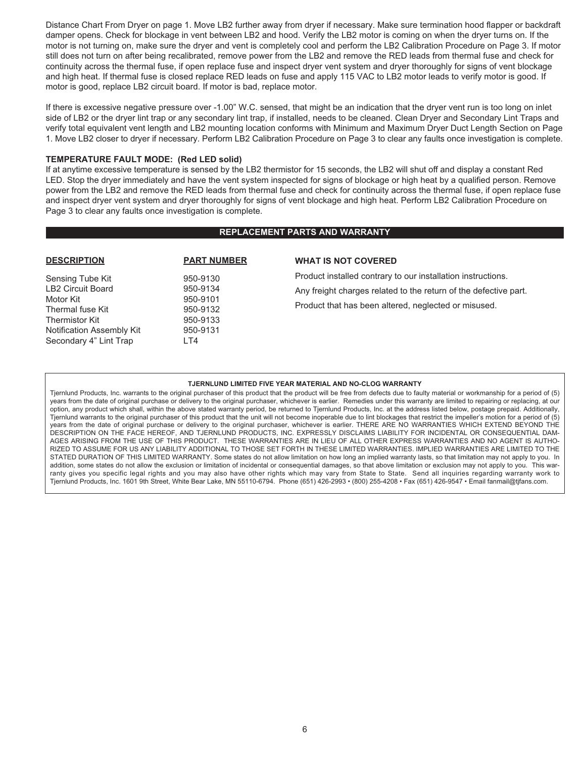Distance Chart From Dryer on page 1. Move LB2 further away from dryer if necessary. Make sure termination hood flapper or backdraft damper opens. Check for blockage in vent between LB2 and hood. Verify the LB2 motor is coming on when the dryer turns on. If the motor is not turning on, make sure the dryer and vent is completely cool and perform the LB2 Calibration Procedure on Page 3. If motor still does not turn on after being recalibrated, remove power from the LB2 and remove the RED leads from thermal fuse and check for continuity across the thermal fuse, if open replace fuse and inspect dryer vent system and dryer thoroughly for signs of vent blockage and high heat. If thermal fuse is closed replace RED leads on fuse and apply 115 VAC to LB2 motor leads to verify motor is good. If motor is good, replace LB2 circuit board. If motor is bad, replace motor.

If there is excessive negative pressure over -1.00" W.C. sensed, that might be an indication that the dryer vent run is too long on inlet side of LB2 or the dryer lint trap or any secondary lint trap, if installed, needs to be cleaned. Clean Dryer and Secondary Lint Traps and verify total equivalent vent length and LB2 mounting location conforms with Minimum and Maximum Dryer Duct Length Section on Page 1. Move LB2 closer to dryer if necessary. Perform LB2 Calibration Procedure on Page 3 to clear any faults once investigation is complete.

**TEMPERATURE FAULT MODE: (Red LED solid)**

If at anytime excessive temperature is sensed by the LB2 thermistor for 15 seconds, the LB2 will shut off and display a constant Red LED. Stop the dryer immediately and have the vent system inspected for signs of blockage or high heat by a qualified person. Remove power from the LB2 and remove the RED leads from thermal fuse and check for continuity across the thermal fuse, if open replace fuse and inspect dryer vent system and dryer thoroughly for signs of vent blockage and high heat. Perform LB2 Calibration Procedure on Page 3 to clear any faults once investigation is complete.

## REPLACEMENT PARTS AND WARRANTY

| DESCRIPTION | PART NUMBER |
| --- | --- |
| Sensing Tube Kit | 950-9130 |
| LB2 Circuit Board | 950-9134 |
| Motor Kit | 950-9101 |
| Thermal fuse Kit | 950-9132 |
| Thermistor Kit | 950-9133 |
| Notification Assembly Kit | 950-9131 |
| Secondary 4" Lint Trap | LT4 |

**WHAT IS NOT COVERED**

Product installed contrary to our installation instructions.

Any freight charges related to the return of the defective part.

Product that has been altered, neglected or misused.

**TJERNLUND LIMITED FIVE YEAR MATERIAL AND NO-CLOG WARRANTY**

Tjernlund Products, Inc. warrants to the original purchaser of this product that the product will be free from defects due to faulty material or workmanship for a period of (5) years from the date of original purchase or delivery to the original purchaser, whichever is earlier. Remedies under this warranty are limited to repairing or replacing, at our option, any product which shall, within the above stated warranty period, be returned to Tjernlund Products, Inc. at the address listed below, postage prepaid. Additionally, Tjernlund warrants to the original purchaser of this product that the unit will not become inoperable due to lint blockages that restrict the impeller's motion for a period of (5) years from the date of original purchase or delivery to the original purchaser, whichever is earlier. THERE ARE NO WARRANTIES WHICH EXTEND BEYOND THE DESCRIPTION ON THE FACE HEREOF, AND TJERNLUND PRODUCTS, INC. EXPRESSLY DISCLAIMS LIABILITY FOR INCIDENTAL OR CONSEQUENTIAL DAMAGES ARISING FROM THE USE OF THIS PRODUCT. THESE WARRANTIES ARE IN LIEU OF ALL OTHER EXPRESS WARRANTIES AND NO AGENT IS AUTHORIZED TO ASSUME FOR US ANY LIABILITY ADDITIONAL TO THOSE SET FORTH IN THESE LIMITED WARRANTIES. IMPLIED WARRANTIES ARE LIMITED TO THE STATED DURATION OF THIS LIMITED WARRANTY. Some states do not allow limitation on how long an implied warranty lasts, so that limitation may not apply to you. In addition, some states do not allow the exclusion or limitation of incidental or consequential damages, so that above limitation or exclusion may not apply to you. This warranty gives you specific legal rights and you may also have other rights which may vary from State to State. Send all inquiries regarding warranty work to Tjernlund Products, Inc. 1601 9th Street, White Bear Lake, MN 55110-6794. Phone (651) 426-2993 • (800) 255-4208 • Fax (651) 426-9547 • Email fanmail@tjfans.com.